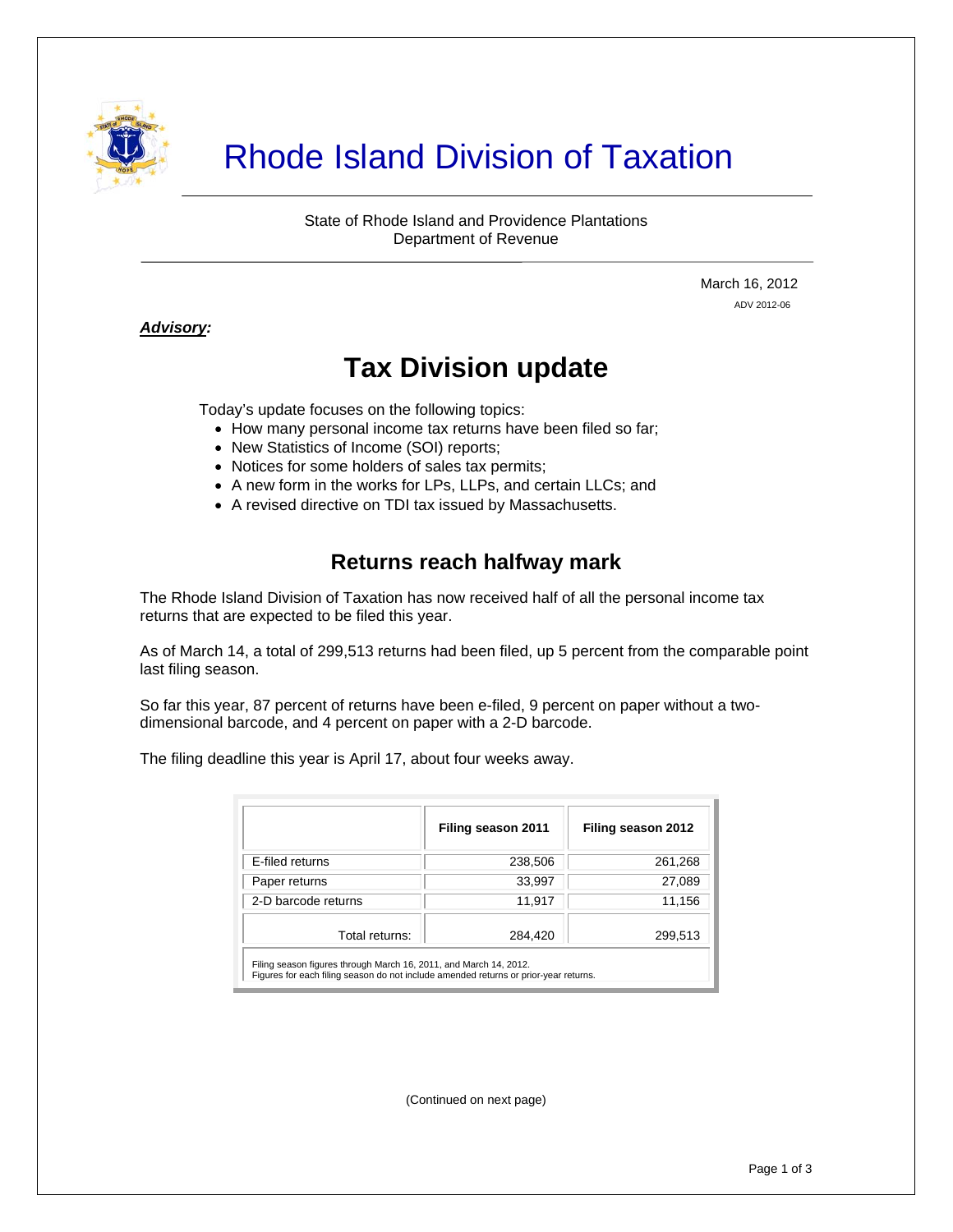# Rhode Island Division of Taxation

State of Rhode Island and Providence Plantations
Department of Revenue

March 16, 2012

ADV 2012-06

***Advisory:***

## Tax Division update

Today's update focuses on the following topics:

- How many personal income tax returns have been filed so far;
- New Statistics of Income (SOI) reports;
- Notices for some holders of sales tax permits;
- A new form in the works for LPs, LLPs, and certain LLCs; and
- A revised directive on TDI tax issued by Massachusetts.

### Returns reach halfway mark

The Rhode Island Division of Taxation has now received half of all the personal income tax returns that are expected to be filed this year.

As of March 14, a total of 299,513 returns had been filed, up 5 percent from the comparable point last filing season.

So far this year, 87 percent of returns have been e-filed, 9 percent on paper without a two-dimensional barcode, and 4 percent on paper with a 2-D barcode.

The filing deadline this year is April 17, about four weeks away.

| | Filing season 2011 | Filing season 2012 |
|---|---|---|
| E-filed returns | 238,506 | 261,268 |
| Paper returns | 33,997 | 27,089 |
| 2-D barcode returns | 11,917 | 11,156 |
| Total returns: | 284,420 | 299,513 |

Filing season figures through March 16, 2011, and March 14, 2012.
Figures for each filing season do not include amended returns or prior-year returns.

(Continued on next page)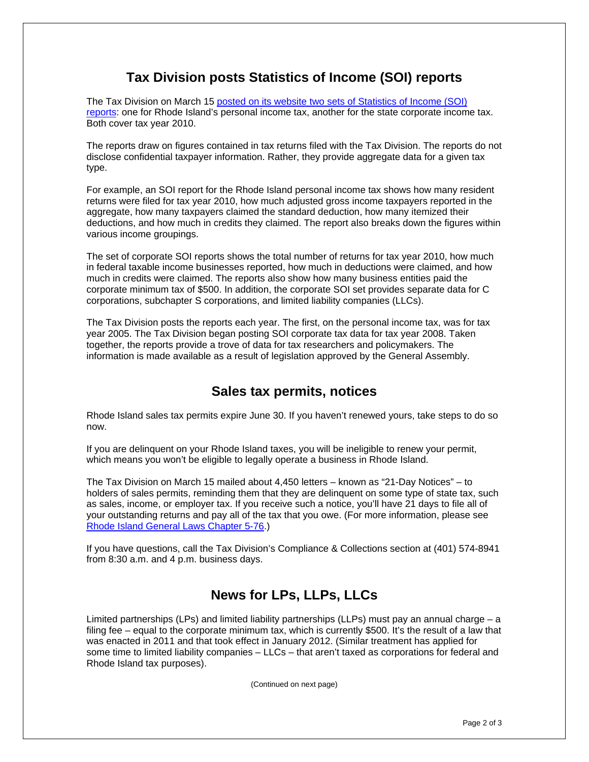## Tax Division posts Statistics of Income (SOI) reports

The Tax Division on March 15 [posted on its website two sets of Statistics of Income (SOI) reports](): one for Rhode Island's personal income tax, another for the state corporate income tax. Both cover tax year 2010.

The reports draw on figures contained in tax returns filed with the Tax Division. The reports do not disclose confidential taxpayer information. Rather, they provide aggregate data for a given tax type.

For example, an SOI report for the Rhode Island personal income tax shows how many resident returns were filed for tax year 2010, how much adjusted gross income taxpayers reported in the aggregate, how many taxpayers claimed the standard deduction, how many itemized their deductions, and how much in credits they claimed. The report also breaks down the figures within various income groupings.

The set of corporate SOI reports shows the total number of returns for tax year 2010, how much in federal taxable income businesses reported, how much in deductions were claimed, and how much in credits were claimed. The reports also show how many business entities paid the corporate minimum tax of $500. In addition, the corporate SOI set provides separate data for C corporations, subchapter S corporations, and limited liability companies (LLCs).

The Tax Division posts the reports each year. The first, on the personal income tax, was for tax year 2005. The Tax Division began posting SOI corporate tax data for tax year 2008. Taken together, the reports provide a trove of data for tax researchers and policymakers. The information is made available as a result of legislation approved by the General Assembly.

## Sales tax permits, notices

Rhode Island sales tax permits expire June 30. If you haven't renewed yours, take steps to do so now.

If you are delinquent on your Rhode Island taxes, you will be ineligible to renew your permit, which means you won't be eligible to legally operate a business in Rhode Island.

The Tax Division on March 15 mailed about 4,450 letters – known as "21-Day Notices" – to holders of sales permits, reminding them that they are delinquent on some type of state tax, such as sales, income, or employer tax. If you receive such a notice, you'll have 21 days to file all of your outstanding returns and pay all of the tax that you owe. (For more information, please see [Rhode Island General Laws Chapter 5-76]().)

If you have questions, call the Tax Division's Compliance & Collections section at (401) 574-8941 from 8:30 a.m. and 4 p.m. business days.

## News for LPs, LLPs, LLCs

Limited partnerships (LPs) and limited liability partnerships (LLPs) must pay an annual charge – a filing fee – equal to the corporate minimum tax, which is currently $500. It's the result of a law that was enacted in 2011 and that took effect in January 2012. (Similar treatment has applied for some time to limited liability companies – LLCs – that aren't taxed as corporations for federal and Rhode Island tax purposes).

(Continued on next page)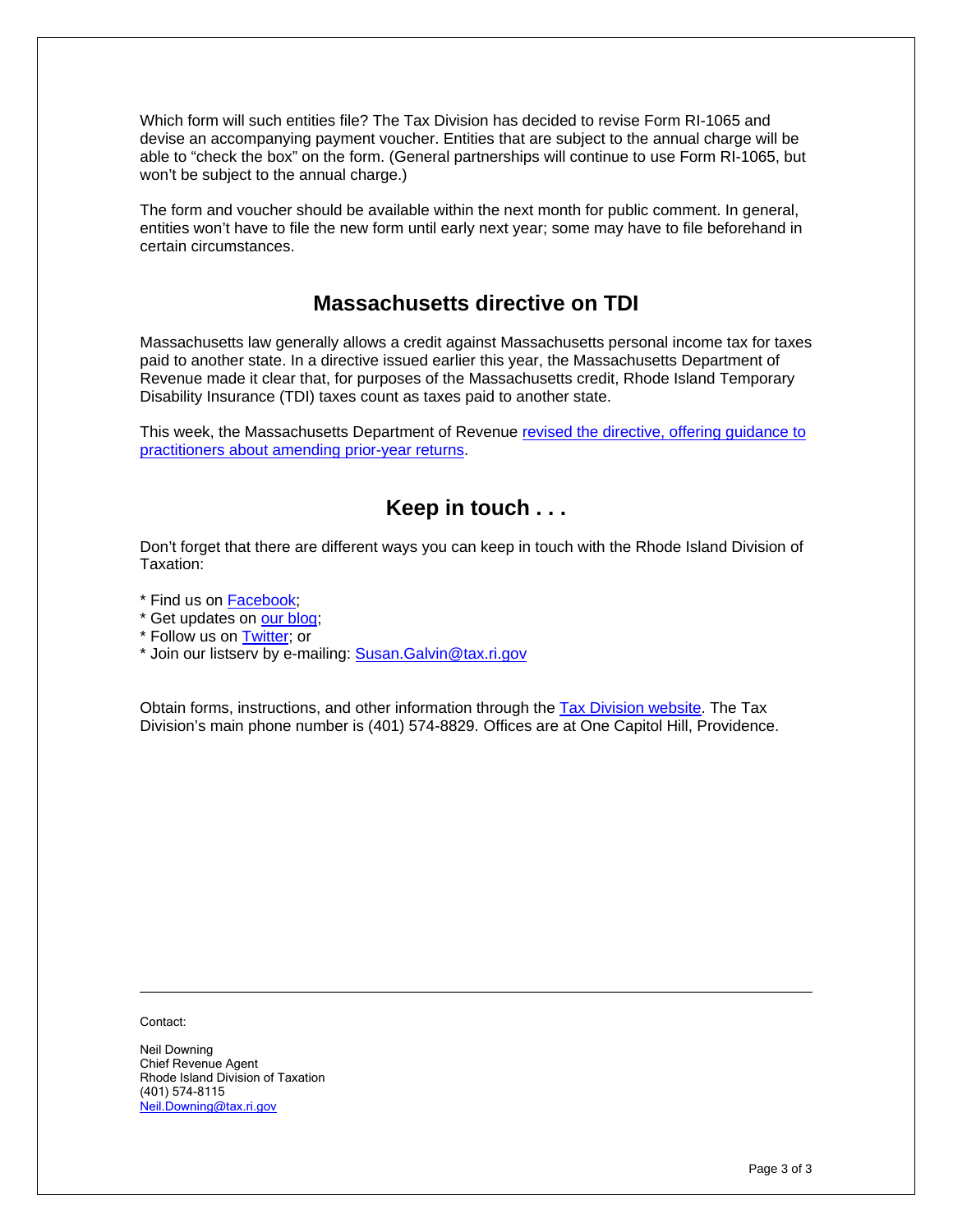Which form will such entities file? The Tax Division has decided to revise Form RI-1065 and devise an accompanying payment voucher. Entities that are subject to the annual charge will be able to "check the box" on the form. (General partnerships will continue to use Form RI-1065, but won't be subject to the annual charge.)

The form and voucher should be available within the next month for public comment. In general, entities won't have to file the new form until early next year; some may have to file beforehand in certain circumstances.

## Massachusetts directive on TDI

Massachusetts law generally allows a credit against Massachusetts personal income tax for taxes paid to another state. In a directive issued earlier this year, the Massachusetts Department of Revenue made it clear that, for purposes of the Massachusetts credit, Rhode Island Temporary Disability Insurance (TDI) taxes count as taxes paid to another state.

This week, the Massachusetts Department of Revenue revised the directive, offering guidance to practitioners about amending prior-year returns.

## Keep in touch . . .

Don't forget that there are different ways you can keep in touch with the Rhode Island Division of Taxation:

* Find us on Facebook;
* Get updates on our blog;
* Follow us on Twitter; or
* Join our listserv by e-mailing: Susan.Galvin@tax.ri.gov

Obtain forms, instructions, and other information through the Tax Division website. The Tax Division's main phone number is (401) 574-8829. Offices are at One Capitol Hill, Providence.

---

Contact:

Neil Downing
Chief Revenue Agent
Rhode Island Division of Taxation
(401) 574-8115
Neil.Downing@tax.ri.gov